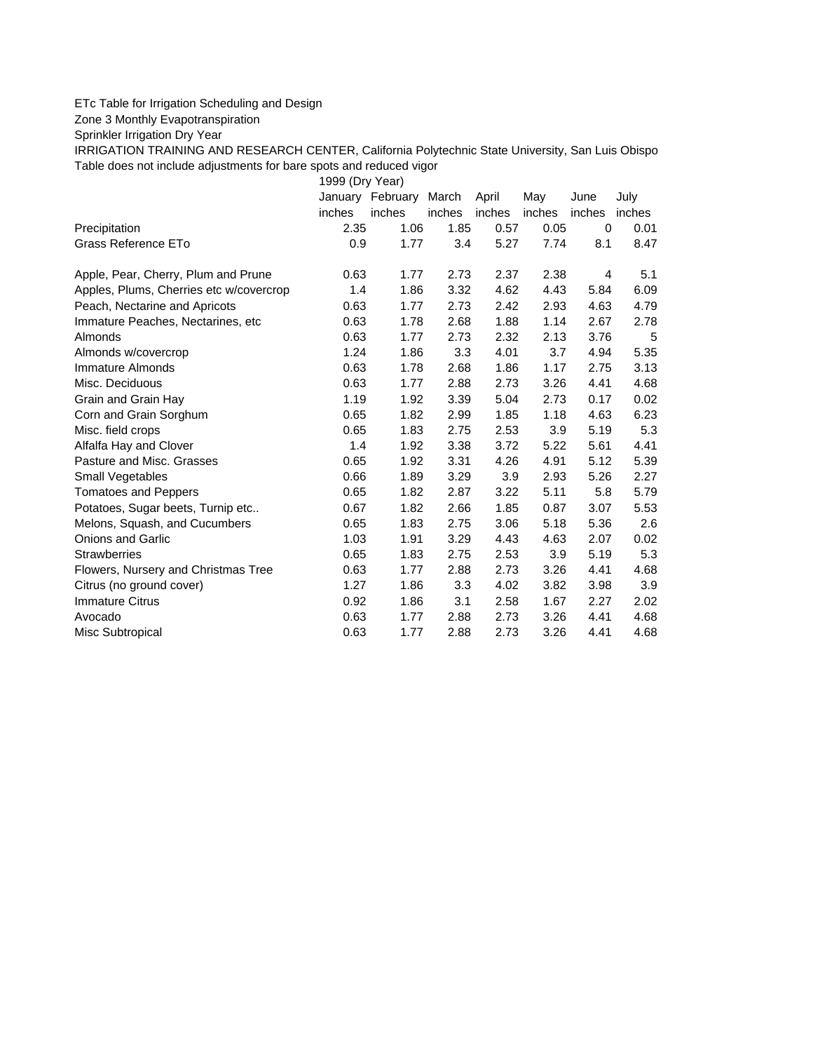ETc Table for Irrigation Scheduling and Design

Zone 3 Monthly Evapotranspiration

Sprinkler Irrigation Dry Year

IRRIGATION TRAINING AND RESEARCH CENTER, California Polytechnic State University, San Luis Obispo

Table does not include adjustments for bare spots and reduced vigor

| | 1999 (Dry Year) | | | | | | |
|---|---|---|---|---|---|---|---|
| | January | February | March | April | May | June | July |
| | inches | inches | inches | inches | inches | inches | inches |
| Precipitation | 2.35 | 1.06 | 1.85 | 0.57 | 0.05 | 0 | 0.01 |
| Grass Reference ETo | 0.9 | 1.77 | 3.4 | 5.27 | 7.74 | 8.1 | 8.47 |
| | | | | | | | |
| Apple, Pear, Cherry, Plum and Prune | 0.63 | 1.77 | 2.73 | 2.37 | 2.38 | 4 | 5.1 |
| Apples, Plums, Cherries etc w/covercrop | 1.4 | 1.86 | 3.32 | 4.62 | 4.43 | 5.84 | 6.09 |
| Peach, Nectarine and Apricots | 0.63 | 1.77 | 2.73 | 2.42 | 2.93 | 4.63 | 4.79 |
| Immature Peaches, Nectarines, etc | 0.63 | 1.78 | 2.68 | 1.88 | 1.14 | 2.67 | 2.78 |
| Almonds | 0.63 | 1.77 | 2.73 | 2.32 | 2.13 | 3.76 | 5 |
| Almonds w/covercrop | 1.24 | 1.86 | 3.3 | 4.01 | 3.7 | 4.94 | 5.35 |
| Immature Almonds | 0.63 | 1.78 | 2.68 | 1.86 | 1.17 | 2.75 | 3.13 |
| Misc. Deciduous | 0.63 | 1.77 | 2.88 | 2.73 | 3.26 | 4.41 | 4.68 |
| Grain and Grain Hay | 1.19 | 1.92 | 3.39 | 5.04 | 2.73 | 0.17 | 0.02 |
| Corn and Grain Sorghum | 0.65 | 1.82 | 2.99 | 1.85 | 1.18 | 4.63 | 6.23 |
| Misc. field crops | 0.65 | 1.83 | 2.75 | 2.53 | 3.9 | 5.19 | 5.3 |
| Alfalfa Hay and Clover | 1.4 | 1.92 | 3.38 | 3.72 | 5.22 | 5.61 | 4.41 |
| Pasture and Misc. Grasses | 0.65 | 1.92 | 3.31 | 4.26 | 4.91 | 5.12 | 5.39 |
| Small Vegetables | 0.66 | 1.89 | 3.29 | 3.9 | 2.93 | 5.26 | 2.27 |
| Tomatoes and Peppers | 0.65 | 1.82 | 2.87 | 3.22 | 5.11 | 5.8 | 5.79 |
| Potatoes, Sugar beets, Turnip etc.. | 0.67 | 1.82 | 2.66 | 1.85 | 0.87 | 3.07 | 5.53 |
| Melons, Squash, and Cucumbers | 0.65 | 1.83 | 2.75 | 3.06 | 5.18 | 5.36 | 2.6 |
| Onions and Garlic | 1.03 | 1.91 | 3.29 | 4.43 | 4.63 | 2.07 | 0.02 |
| Strawberries | 0.65 | 1.83 | 2.75 | 2.53 | 3.9 | 5.19 | 5.3 |
| Flowers, Nursery and Christmas Tree | 0.63 | 1.77 | 2.88 | 2.73 | 3.26 | 4.41 | 4.68 |
| Citrus (no ground cover) | 1.27 | 1.86 | 3.3 | 4.02 | 3.82 | 3.98 | 3.9 |
| Immature Citrus | 0.92 | 1.86 | 3.1 | 2.58 | 1.67 | 2.27 | 2.02 |
| Avocado | 0.63 | 1.77 | 2.88 | 2.73 | 3.26 | 4.41 | 4.68 |
| Misc Subtropical | 0.63 | 1.77 | 2.88 | 2.73 | 3.26 | 4.41 | 4.68 |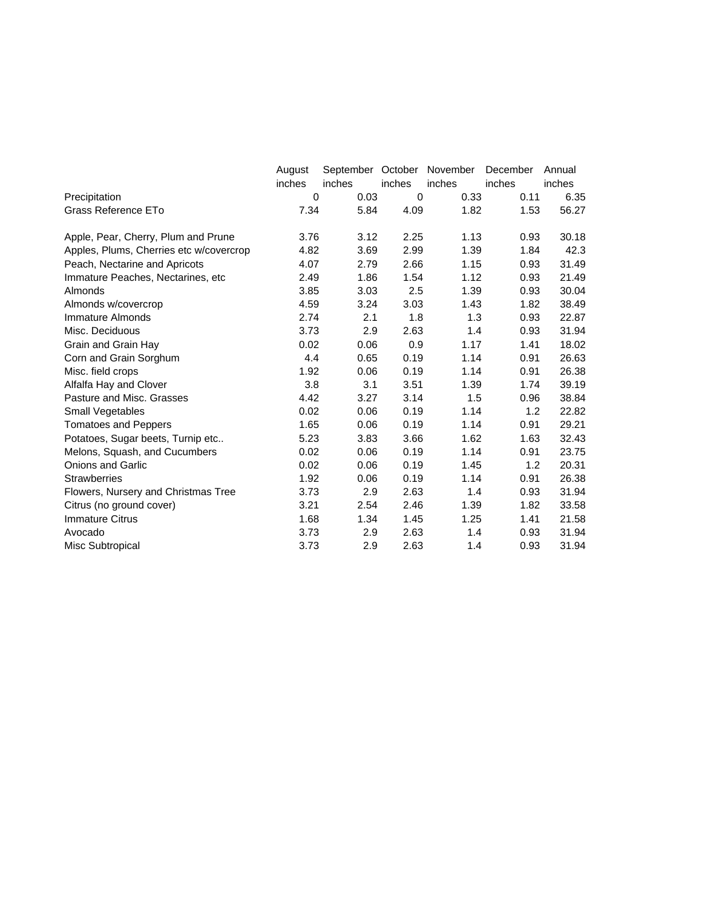| | August inches | September inches | October inches | November inches | December inches | Annual inches |
|---|---|---|---|---|---|---|
| Precipitation | 0 | 0.03 | 0 | 0.33 | 0.11 | 6.35 |
| Grass Reference ETo | 7.34 | 5.84 | 4.09 | 1.82 | 1.53 | 56.27 |
| | | | | | | |
| Apple, Pear, Cherry, Plum and Prune | 3.76 | 3.12 | 2.25 | 1.13 | 0.93 | 30.18 |
| Apples, Plums, Cherries etc w/covercrop | 4.82 | 3.69 | 2.99 | 1.39 | 1.84 | 42.3 |
| Peach, Nectarine and Apricots | 4.07 | 2.79 | 2.66 | 1.15 | 0.93 | 31.49 |
| Immature Peaches, Nectarines, etc | 2.49 | 1.86 | 1.54 | 1.12 | 0.93 | 21.49 |
| Almonds | 3.85 | 3.03 | 2.5 | 1.39 | 0.93 | 30.04 |
| Almonds w/covercrop | 4.59 | 3.24 | 3.03 | 1.43 | 1.82 | 38.49 |
| Immature Almonds | 2.74 | 2.1 | 1.8 | 1.3 | 0.93 | 22.87 |
| Misc. Deciduous | 3.73 | 2.9 | 2.63 | 1.4 | 0.93 | 31.94 |
| Grain and Grain Hay | 0.02 | 0.06 | 0.9 | 1.17 | 1.41 | 18.02 |
| Corn and Grain Sorghum | 4.4 | 0.65 | 0.19 | 1.14 | 0.91 | 26.63 |
| Misc. field crops | 1.92 | 0.06 | 0.19 | 1.14 | 0.91 | 26.38 |
| Alfalfa Hay and Clover | 3.8 | 3.1 | 3.51 | 1.39 | 1.74 | 39.19 |
| Pasture and Misc. Grasses | 4.42 | 3.27 | 3.14 | 1.5 | 0.96 | 38.84 |
| Small Vegetables | 0.02 | 0.06 | 0.19 | 1.14 | 1.2 | 22.82 |
| Tomatoes and Peppers | 1.65 | 0.06 | 0.19 | 1.14 | 0.91 | 29.21 |
| Potatoes, Sugar beets, Turnip etc.. | 5.23 | 3.83 | 3.66 | 1.62 | 1.63 | 32.43 |
| Melons, Squash, and Cucumbers | 0.02 | 0.06 | 0.19 | 1.14 | 0.91 | 23.75 |
| Onions and Garlic | 0.02 | 0.06 | 0.19 | 1.45 | 1.2 | 20.31 |
| Strawberries | 1.92 | 0.06 | 0.19 | 1.14 | 0.91 | 26.38 |
| Flowers, Nursery and Christmas Tree | 3.73 | 2.9 | 2.63 | 1.4 | 0.93 | 31.94 |
| Citrus (no ground cover) | 3.21 | 2.54 | 2.46 | 1.39 | 1.82 | 33.58 |
| Immature Citrus | 1.68 | 1.34 | 1.45 | 1.25 | 1.41 | 21.58 |
| Avocado | 3.73 | 2.9 | 2.63 | 1.4 | 0.93 | 31.94 |
| Misc Subtropical | 3.73 | 2.9 | 2.63 | 1.4 | 0.93 | 31.94 |